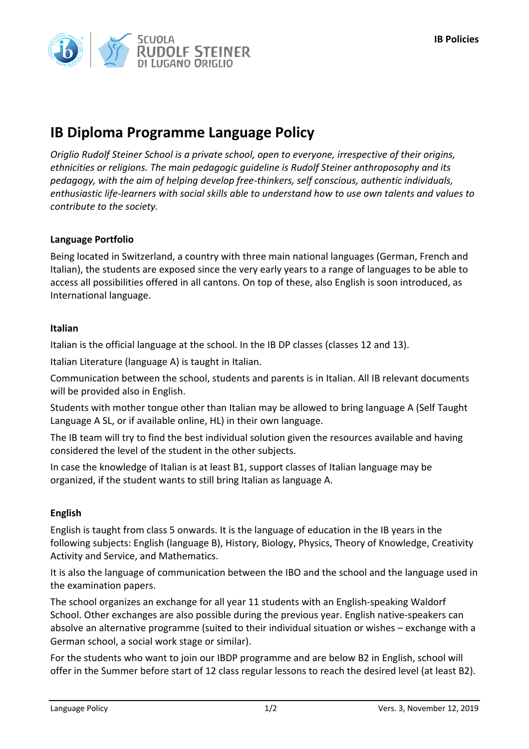# IB Diploma Programme Language Policy

*Origlio Rudolf Steiner School is a private school, open to everyone, irrespective of their origins, ethnicities or religions. The main pedagogic guideline is Rudolf Steiner anthroposophy and its pedagogy, with the aim of helping develop free-thinkers, self conscious, authentic individuals, enthusiastic life-learners with social skills able to understand how to use own talents and values to contribute to the society.*

## Language Portfolio

Being located in Switzerland, a country with three main national languages (German, French and Italian), the students are exposed since the very early years to a range of languages to be able to access all possibilities offered in all cantons. On top of these, also English is soon introduced, as International language.

## Italian

Italian is the official language at the school. In the IB DP classes (classes 12 and 13).

Italian Literature (language A) is taught in Italian.

Communication between the school, students and parents is in Italian. All IB relevant documents will be provided also in English.

Students with mother tongue other than Italian may be allowed to bring language A (Self Taught Language A SL, or if available online, HL) in their own language.

The IB team will try to find the best individual solution given the resources available and having considered the level of the student in the other subjects.

In case the knowledge of Italian is at least B1, support classes of Italian language may be organized, if the student wants to still bring Italian as language A.

## English

English is taught from class 5 onwards. It is the language of education in the IB years in the following subjects: English (language B), History, Biology, Physics, Theory of Knowledge, Creativity Activity and Service, and Mathematics.

It is also the language of communication between the IBO and the school and the language used in the examination papers.

The school organizes an exchange for all year 11 students with an English-speaking Waldorf School. Other exchanges are also possible during the previous year. English native-speakers can absolve an alternative programme (suited to their individual situation or wishes – exchange with a German school, a social work stage or similar).

For the students who want to join our IBDP programme and are below B2 in English, school will offer in the Summer before start of 12 class regular lessons to reach the desired level (at least B2).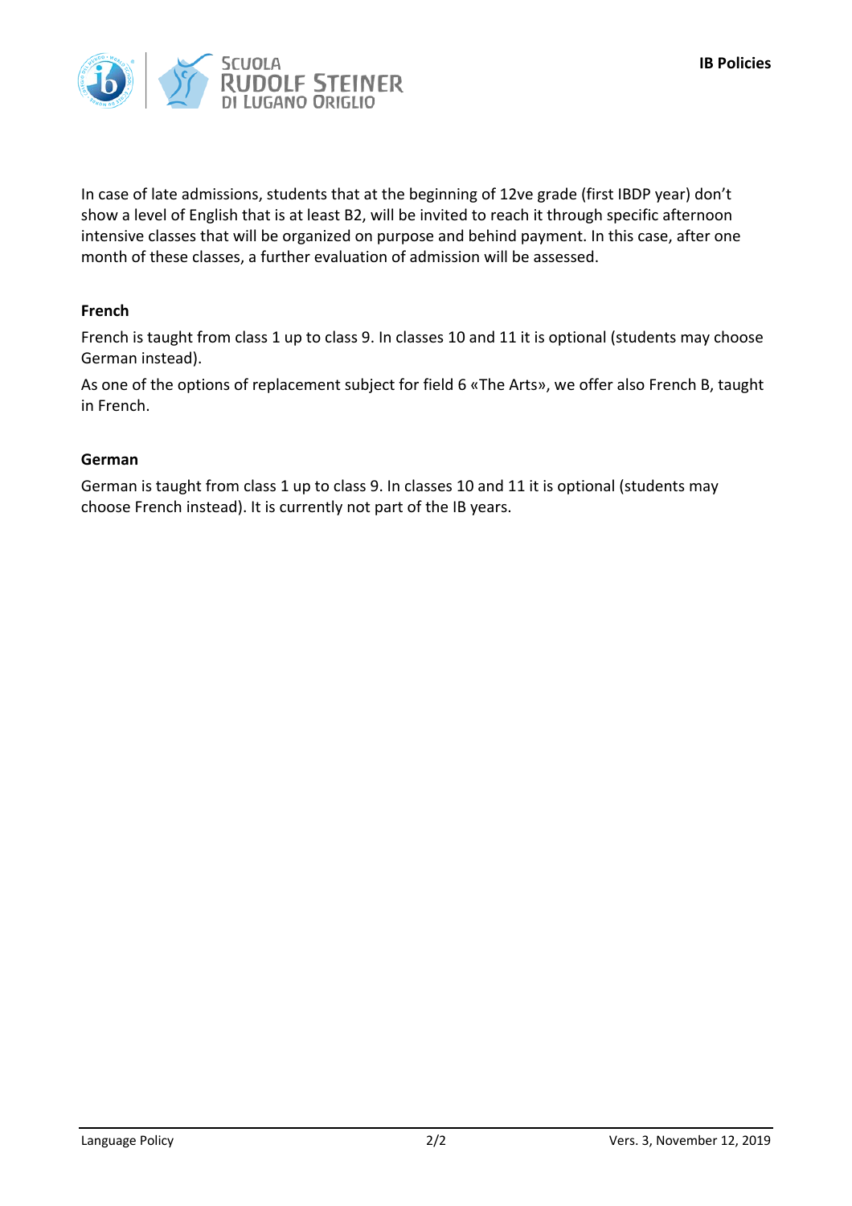In case of late admissions, students that at the beginning of 12ve grade (first IBDP year) don’t show a level of English that is at least B2, will be invited to reach it through specific afternoon intensive classes that will be organized on purpose and behind payment. In this case, after one month of these classes, a further evaluation of admission will be assessed.

### French

French is taught from class 1 up to class 9. In classes 10 and 11 it is optional (students may choose German instead).

As one of the options of replacement subject for field 6 «The Arts», we offer also French B, taught in French.

### German

German is taught from class 1 up to class 9. In classes 10 and 11 it is optional (students may choose French instead). It is currently not part of the IB years.